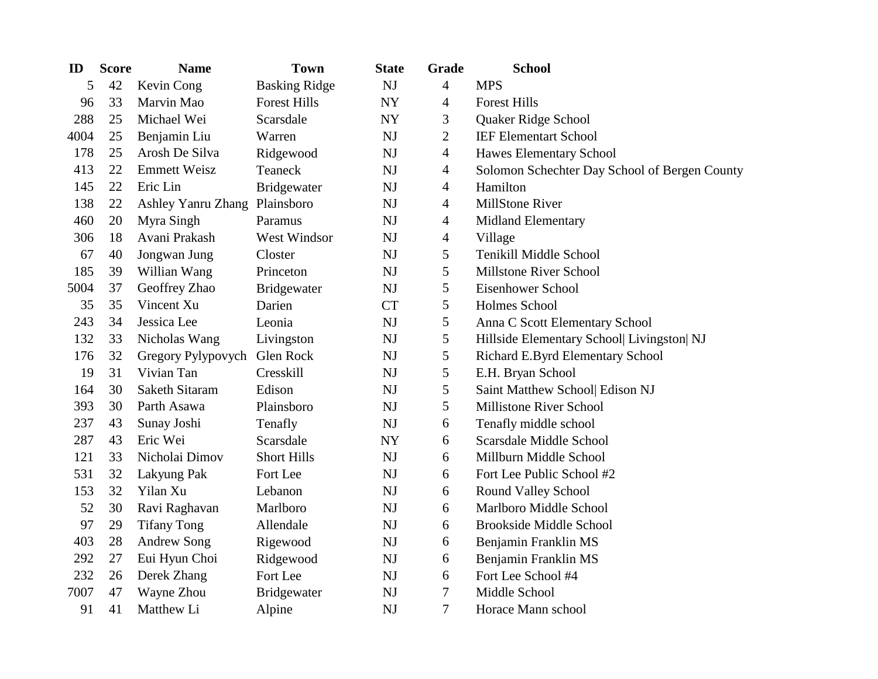| ID | Score | Name | Town | State | Grade | School |
|---|---|---|---|---|---|---|
| 5 | 42 | Kevin Cong | Basking Ridge | NJ | 4 | MPS |
| 96 | 33 | Marvin Mao | Forest Hills | NY | 4 | Forest Hills |
| 288 | 25 | Michael Wei | Scarsdale | NY | 3 | Quaker Ridge School |
| 4004 | 25 | Benjamin Liu | Warren | NJ | 2 | IEF Elementart School |
| 178 | 25 | Arosh De Silva | Ridgewood | NJ | 4 | Hawes Elementary School |
| 413 | 22 | Emmett Weisz | Teaneck | NJ | 4 | Solomon Schechter Day School of Bergen County |
| 145 | 22 | Eric Lin | Bridgewater | NJ | 4 | Hamilton |
| 138 | 22 | Ashley Yanru Zhang | Plainsboro | NJ | 4 | MillStone River |
| 460 | 20 | Myra Singh | Paramus | NJ | 4 | Midland Elementary |
| 306 | 18 | Avani Prakash | West Windsor | NJ | 4 | Village |
| 67 | 40 | Jongwan Jung | Closter | NJ | 5 | Tenikill Middle School |
| 185 | 39 | Willian Wang | Princeton | NJ | 5 | Millstone River School |
| 5004 | 37 | Geoffrey Zhao | Bridgewater | NJ | 5 | Eisenhower School |
| 35 | 35 | Vincent Xu | Darien | CT | 5 | Holmes School |
| 243 | 34 | Jessica Lee | Leonia | NJ | 5 | Anna C Scott Elementary School |
| 132 | 33 | Nicholas Wang | Livingston | NJ | 5 | Hillside Elementary School\| Livingston\| NJ |
| 176 | 32 | Gregory Pylypovych | Glen Rock | NJ | 5 | Richard E.Byrd Elementary School |
| 19 | 31 | Vivian Tan | Cresskill | NJ | 5 | E.H. Bryan School |
| 164 | 30 | Saketh Sitaram | Edison | NJ | 5 | Saint Matthew School\| Edison NJ |
| 393 | 30 | Parth Asawa | Plainsboro | NJ | 5 | Millistone River School |
| 237 | 43 | Sunay Joshi | Tenafly | NJ | 6 | Tenafly middle school |
| 287 | 43 | Eric Wei | Scarsdale | NY | 6 | Scarsdale Middle School |
| 121 | 33 | Nicholai Dimov | Short Hills | NJ | 6 | Millburn Middle School |
| 531 | 32 | Lakyung Pak | Fort Lee | NJ | 6 | Fort Lee Public School #2 |
| 153 | 32 | Yilan Xu | Lebanon | NJ | 6 | Round Valley School |
| 52 | 30 | Ravi Raghavan | Marlboro | NJ | 6 | Marlboro Middle School |
| 97 | 29 | Tifany Tong | Allendale | NJ | 6 | Brookside Middle School |
| 403 | 28 | Andrew Song | Rigewood | NJ | 6 | Benjamin Franklin MS |
| 292 | 27 | Eui Hyun Choi | Ridgewood | NJ | 6 | Benjamin Franklin MS |
| 232 | 26 | Derek Zhang | Fort Lee | NJ | 6 | Fort Lee School #4 |
| 7007 | 47 | Wayne Zhou | Bridgewater | NJ | 7 | Middle School |
| 91 | 41 | Matthew Li | Alpine | NJ | 7 | Horace Mann school |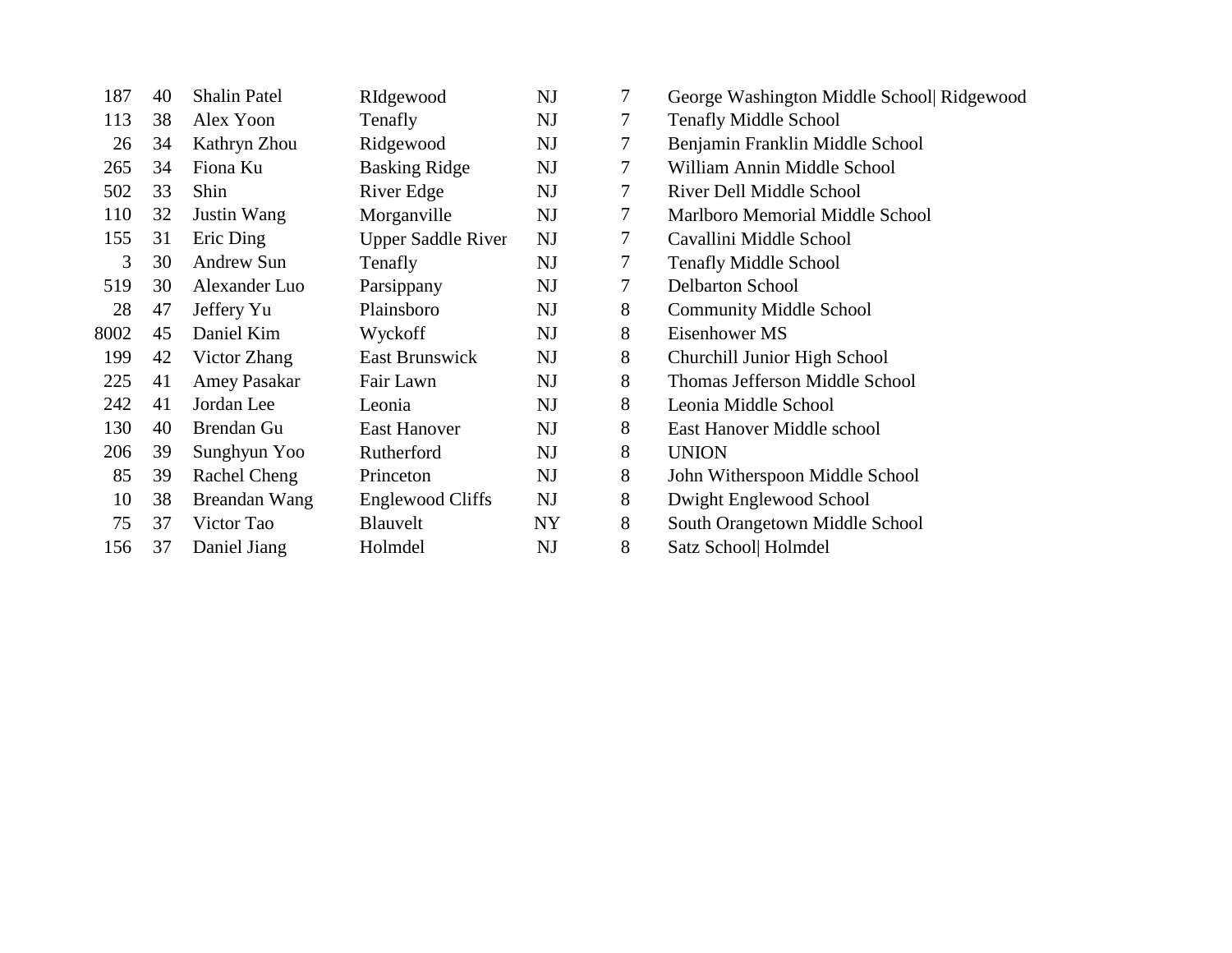| | | | | | | |
|---|---|---|---|---|---|---|
| 187 | 40 | Shalin Patel | RIdgewood | NJ | 7 | George Washington Middle School\| Ridgewood |
| 113 | 38 | Alex Yoon | Tenafly | NJ | 7 | Tenafly Middle School |
| 26 | 34 | Kathryn Zhou | Ridgewood | NJ | 7 | Benjamin Franklin Middle School |
| 265 | 34 | Fiona Ku | Basking Ridge | NJ | 7 | William Annin Middle School |
| 502 | 33 | Shin | River Edge | NJ | 7 | River Dell Middle School |
| 110 | 32 | Justin Wang | Morganville | NJ | 7 | Marlboro Memorial Middle School |
| 155 | 31 | Eric Ding | Upper Saddle River | NJ | 7 | Cavallini Middle School |
| 3 | 30 | Andrew Sun | Tenafly | NJ | 7 | Tenafly Middle School |
| 519 | 30 | Alexander Luo | Parsippany | NJ | 7 | Delbarton School |
| 28 | 47 | Jeffery Yu | Plainsboro | NJ | 8 | Community Middle School |
| 8002 | 45 | Daniel Kim | Wyckoff | NJ | 8 | Eisenhower MS |
| 199 | 42 | Victor Zhang | East Brunswick | NJ | 8 | Churchill Junior High School |
| 225 | 41 | Amey Pasakar | Fair Lawn | NJ | 8 | Thomas Jefferson Middle School |
| 242 | 41 | Jordan Lee | Leonia | NJ | 8 | Leonia Middle School |
| 130 | 40 | Brendan Gu | East Hanover | NJ | 8 | East Hanover Middle school |
| 206 | 39 | Sunghyun Yoo | Rutherford | NJ | 8 | UNION |
| 85 | 39 | Rachel Cheng | Princeton | NJ | 8 | John Witherspoon Middle School |
| 10 | 38 | Breandan Wang | Englewood Cliffs | NJ | 8 | Dwight Englewood School |
| 75 | 37 | Victor Tao | Blauvelt | NY | 8 | South Orangetown Middle School |
| 156 | 37 | Daniel Jiang | Holmdel | NJ | 8 | Satz School\| Holmdel |